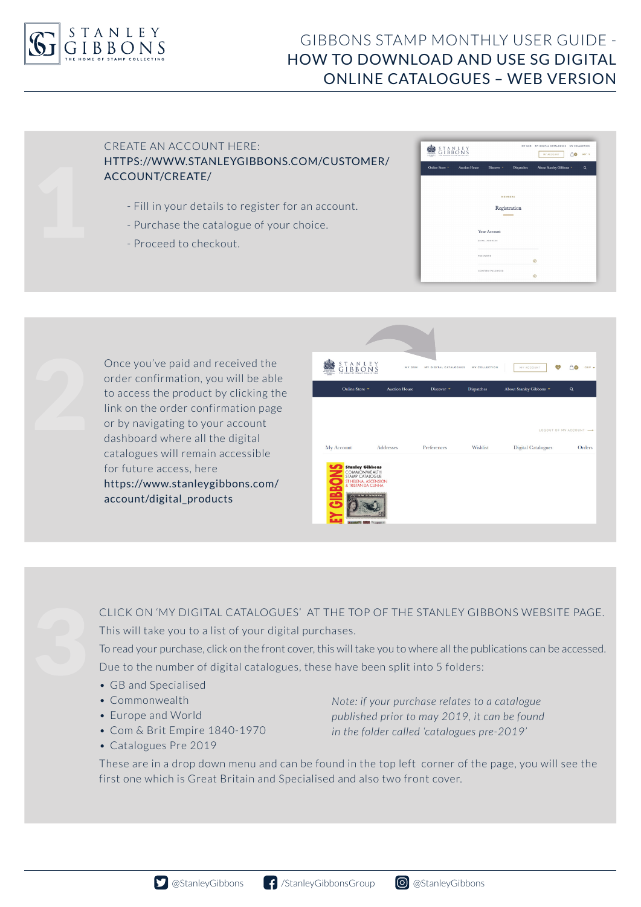# GIBBONS STAMP MONTHLY USER GUIDE - HOW TO DOWNLOAD AND USE SG DIGITAL ONLINE CATALOGUES – WEB VERSION

## 1

CREATE AN ACCOUNT HERE:
HTTPS://WWW.STANLEYGIBBONS.COM/CUSTOMER/ACCOUNT/CREATE/

- Fill in your details to register for an account.
- Purchase the catalogue of your choice.
- Proceed to checkout.

## 2

Once you've paid and received the order confirmation, you will be able to access the product by clicking the link on the order confirmation page or by navigating to your account dashboard where all the digital catalogues will remain accessible for future access, here https://www.stanleygibbons.com/account/digital_products

## 3

CLICK ON 'MY DIGITAL CATALOGUES' AT THE TOP OF THE STANLEY GIBBONS WEBSITE PAGE.

This will take you to a list of your digital purchases.

To read your purchase, click on the front cover, this will take you to where all the publications can be accessed.

Due to the number of digital catalogues, these have been split into 5 folders:

- GB and Specialised
- Commonwealth
- Europe and World
- Com & Brit Empire 1840-1970
- Catalogues Pre 2019

*Note: if your purchase relates to a catalogue published prior to may 2019, it can be found in the folder called 'catalogues pre-2019'*

These are in a drop down menu and can be found in the top left corner of the page, you will see the first one which is Great Britain and Specialised and also two front cover.

@StanleyGibbons | /StanleyGibbonsGroup | @StanleyGibbons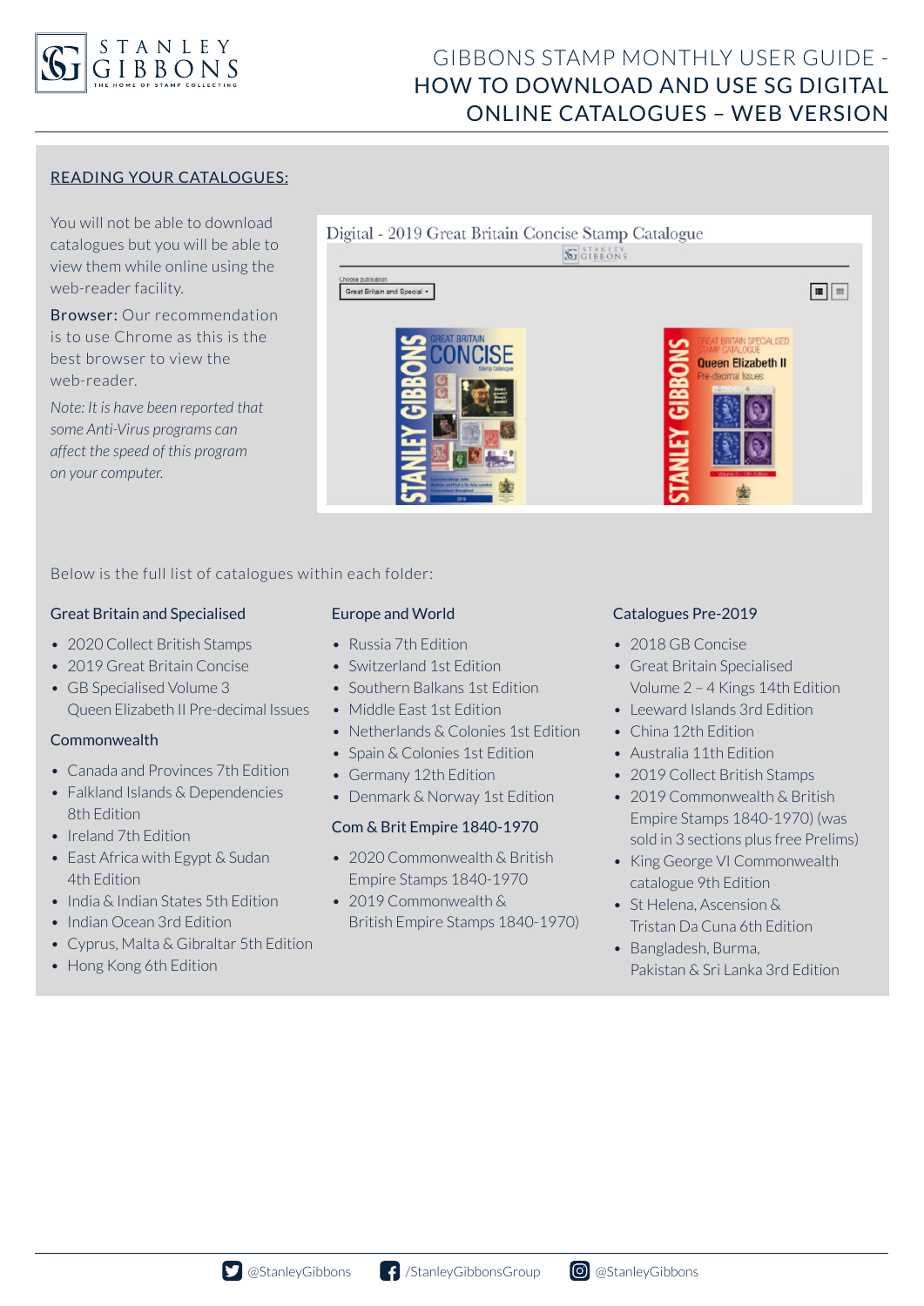# GIBBONS STAMP MONTHLY USER GUIDE - HOW TO DOWNLOAD AND USE SG DIGITAL ONLINE CATALOGUES – WEB VERSION

## READING YOUR CATALOGUES:

You will not be able to download catalogues but you will be able to view them while online using the web-reader facility.

Browser: Our recommendation is to use Chrome as this is the best browser to view the web-reader.

*Note: It is have been reported that some Anti-Virus programs can affect the speed of this program on your computer.*

Below is the full list of catalogues within each folder:

### Great Britain and Specialised

- 2020 Collect British Stamps
- 2019 Great Britain Concise
- GB Specialised Volume 3 Queen Elizabeth II Pre-decimal Issues

### Commonwealth

- Canada and Provinces 7th Edition
- Falkland Islands & Dependencies 8th Edition
- Ireland 7th Edition
- East Africa with Egypt & Sudan 4th Edition
- India & Indian States 5th Edition
- Indian Ocean 3rd Edition
- Cyprus, Malta & Gibraltar 5th Edition
- Hong Kong 6th Edition

### Europe and World

- Russia 7th Edition
- Switzerland 1st Edition
- Southern Balkans 1st Edition
- Middle East 1st Edition
- Netherlands & Colonies 1st Edition
- Spain & Colonies 1st Edition
- Germany 12th Edition
- Denmark & Norway 1st Edition

### Com & Brit Empire 1840-1970

- 2020 Commonwealth & British Empire Stamps 1840-1970
- 2019 Commonwealth & British Empire Stamps 1840-1970)

### Catalogues Pre-2019

- 2018 GB Concise
- Great Britain Specialised Volume 2 – 4 Kings 14th Edition
- Leeward Islands 3rd Edition
- China 12th Edition
- Australia 11th Edition
- 2019 Collect British Stamps
- 2019 Commonwealth & British Empire Stamps 1840-1970) (was sold in 3 sections plus free Prelims)
- King George VI Commonwealth catalogue 9th Edition
- St Helena, Ascension & Tristan Da Cuna 6th Edition
- Bangladesh, Burma, Pakistan & Sri Lanka 3rd Edition

@StanleyGibbons /StanleyGibbonsGroup @StanleyGibbons